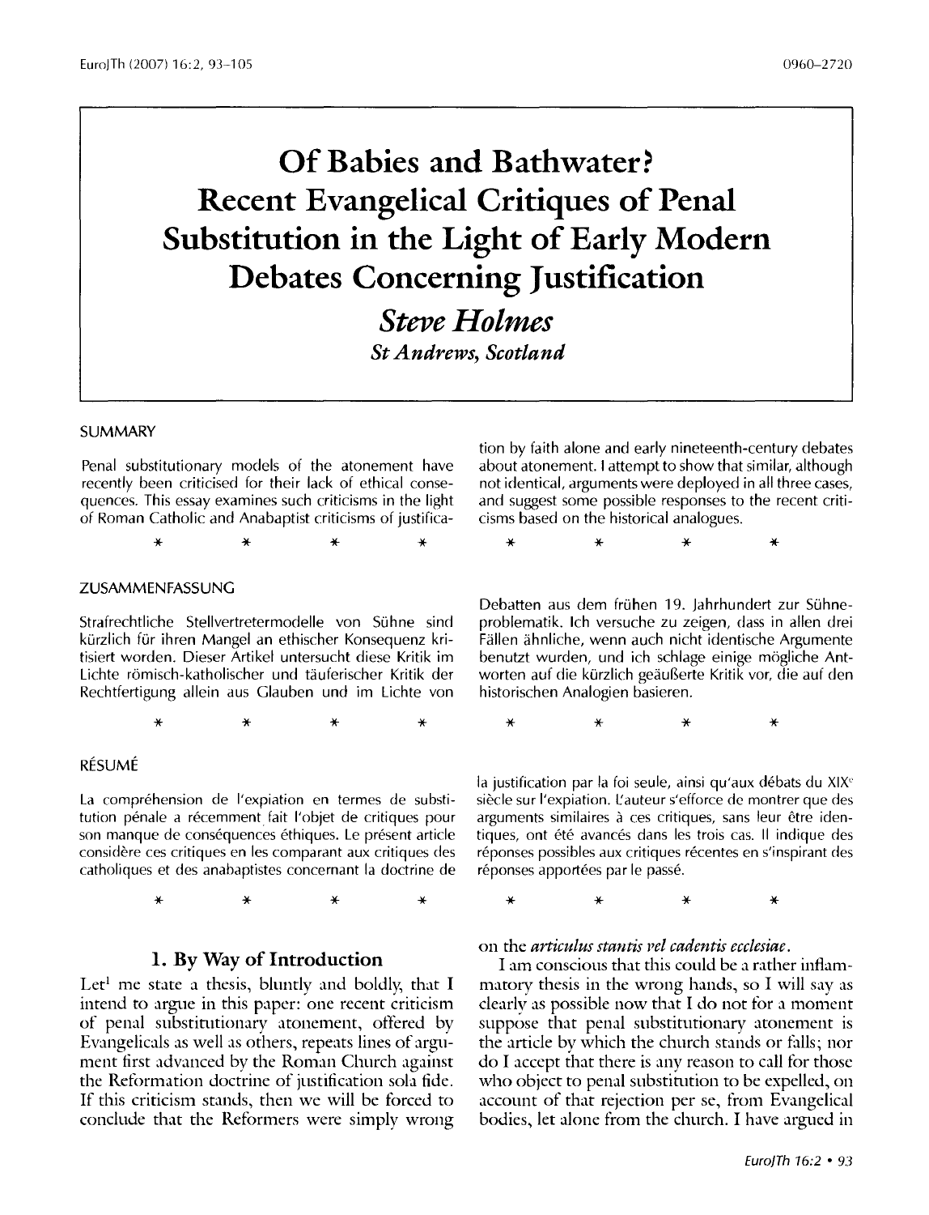# Of Babies and Bathwater? Recent Evangelical Critiques of Penal Substitution in the Light of Early Modern Debates Concerning Justification

***Steve Holmes***

***St Andrews, Scotland***

## SUMMARY

Penal substitutionary models of the atonement have recently been criticised for their lack of ethical consequences. This essay examines such criticisms in the light of Roman Catholic and Anabaptist criticisms of justification by faith alone and early nineteenth-century debates about atonement. I attempt to show that similar, although not identical, arguments were deployed in all three cases, and suggest some possible responses to the recent criticisms based on the historical analogues.

\* \* \* \*

## ZUSAMMENFASSUNG

Strafrechtliche Stellvertretermodelle von Sühne sind kürzlich für ihren Mangel an ethischer Konsequenz kritisiert worden. Dieser Artikel untersucht diese Kritik im Lichte römisch-katholischer und täuferischer Kritik der Rechtfertigung allein aus Glauben und im Lichte von Debatten aus dem frühen 19. Jahrhundert zur Sühneproblematik. Ich versuche zu zeigen, dass in allen drei Fällen ähnliche, wenn auch nicht identische Argumente benutzt wurden, und ich schlage einige mögliche Antworten auf die kürzlich geäußerte Kritik vor, die auf den historischen Analogien basieren.

\* \* \* \*

## RÉSUMÉ

La compréhension de l'expiation en termes de substitution pénale a récemment fait l'objet de critiques pour son manque de conséquences éthiques. Le présent article considère ces critiques en les comparant aux critiques des catholiques et des anabaptistes concernant la doctrine de la justification par la foi seule, ainsi qu'aux débats du XIX[e] siècle sur l'expiation. L'auteur s'efforce de montrer que des arguments similaires à ces critiques, sans leur être identiques, ont été avancés dans les trois cas. Il indique des réponses possibles aux critiques récentes en s'inspirant des réponses apportées par le passé.

\* \* \* \*

## 1. By Way of Introduction

Let[1] me state a thesis, bluntly and boldly, that I intend to argue in this paper: one recent criticism of penal substitutionary atonement, offered by Evangelicals as well as others, repeats lines of argument first advanced by the Roman Church against the Reformation doctrine of justification sola fide. If this criticism stands, then we will be forced to conclude that the Reformers were simply wrong on the *articulus stantis vel cadentis ecclesiae*.

I am conscious that this could be a rather inflammatory thesis in the wrong hands, so I will say as clearly as possible now that I do not for a moment suppose that penal substitutionary atonement is the article by which the church stands or falls; nor do I accept that there is any reason to call for those who object to penal substitution to be expelled, on account of that rejection per se, from Evangelical bodies, let alone from the church. I have argued in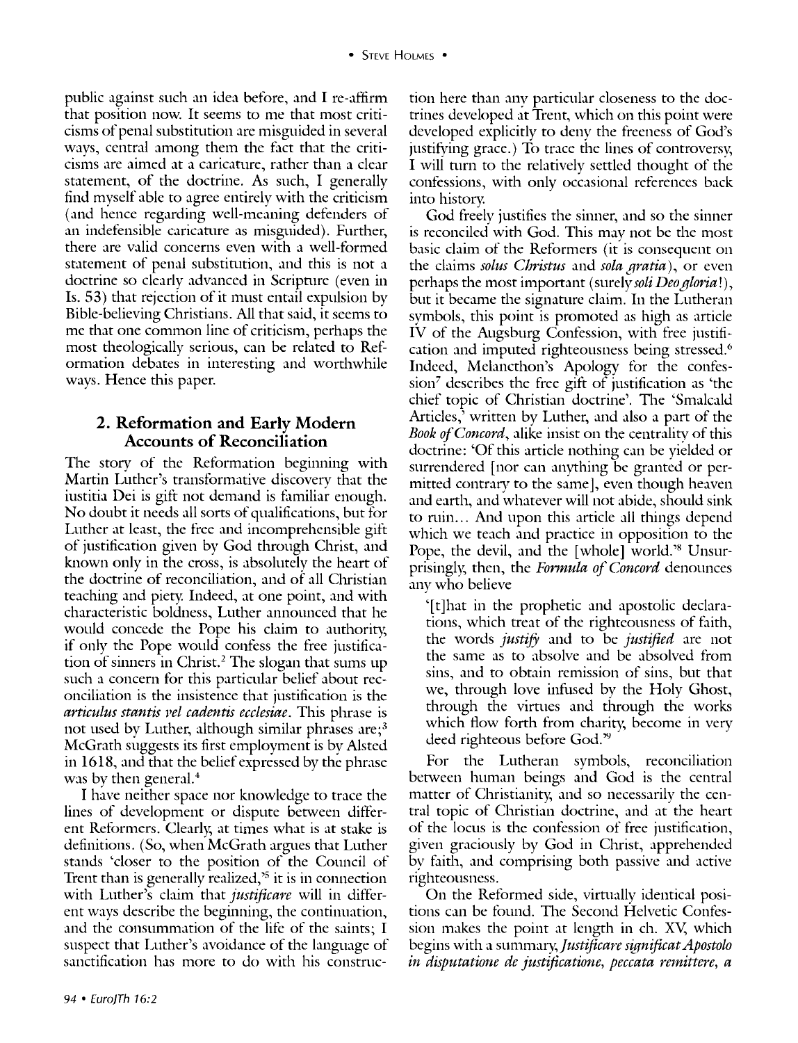public against such an idea before, and I re-affirm that position now. It seems to me that most criticisms of penal substitution are misguided in several ways, central among them the fact that the criticisms are aimed at a caricature, rather than a clear statement, of the doctrine. As such, I generally find myself able to agree entirely with the criticism (and hence regarding well-meaning defenders of an indefensible caricature as misguided). Further, there are valid concerns even with a well-formed statement of penal substitution, and this is not a doctrine so clearly advanced in Scripture (even in Is. 53) that rejection of it must entail expulsion by Bible-believing Christians. All that said, it seems to me that one common line of criticism, perhaps the most theologically serious, can be related to Reformation debates in interesting and worthwhile ways. Hence this paper.

## 2. Reformation and Early Modern Accounts of Reconciliation

The story of the Reformation beginning with Martin Luther's transformative discovery that the iustitia Dei is gift not demand is familiar enough. No doubt it needs all sorts of qualifications, but for Luther at least, the free and incomprehensible gift of justification given by God through Christ, and known only in the cross, is absolutely the heart of the doctrine of reconciliation, and of all Christian teaching and piety. Indeed, at one point, and with characteristic boldness, Luther announced that he would concede the Pope his claim to authority, if only the Pope would confess the free justification of sinners in Christ.[2] The slogan that sums up such a concern for this particular belief about reconciliation is the insistence that justification is the *articulus stantis vel cadentis ecclesiae*. This phrase is not used by Luther, although similar phrases are;[3] McGrath suggests its first employment is by Alsted in 1618, and that the belief expressed by the phrase was by then general.[4]

I have neither space nor knowledge to trace the lines of development or dispute between different Reformers. Clearly, at times what is at stake is definitions. (So, when McGrath argues that Luther stands 'closer to the position of the Council of Trent than is generally realized,'[5] it is in connection with Luther's claim that *justificare* will in different ways describe the beginning, the continuation, and the consummation of the life of the saints; I suspect that Luther's avoidance of the language of sanctification has more to do with his construction here than any particular closeness to the doctrines developed at Trent, which on this point were developed explicitly to deny the freeness of God's justifying grace.) To trace the lines of controversy, I will turn to the relatively settled thought of the confessions, with only occasional references back into history.

God freely justifies the sinner, and so the sinner is reconciled with God. This may not be the most basic claim of the Reformers (it is consequent on the claims *solus Christus* and *sola gratia*), or even perhaps the most important (surely *soli Deo gloria*!), but it became the signature claim. In the Lutheran symbols, this point is promoted as high as article IV of the Augsburg Confession, with free justification and imputed righteousness being stressed.[6] Indeed, Melancthon's Apology for the confession[7] describes the free gift of justification as 'the chief topic of Christian doctrine'. The 'Smalcald Articles,' written by Luther, and also a part of the *Book of Concord*, alike insist on the centrality of this doctrine: 'Of this article nothing can be yielded or surrendered [nor can anything be granted or permitted contrary to the same], even though heaven and earth, and whatever will not abide, should sink to ruin... And upon this article all things depend which we teach and practice in opposition to the Pope, the devil, and the [whole] world.'[8] Unsurprisingly, then, the *Formula of Concord* denounces any who believe

> '[t]hat in the prophetic and apostolic declarations, which treat of the righteousness of faith, the words *justify* and to be *justified* are not the same as to absolve and be absolved from sins, and to obtain remission of sins, but that we, through love infused by the Holy Ghost, through the virtues and through the works which flow forth from charity, become in very deed righteous before God.'[9]

For the Lutheran symbols, reconciliation between human beings and God is the central matter of Christianity, and so necessarily the central topic of Christian doctrine, and at the heart of the locus is the confession of free justification, given graciously by God in Christ, apprehended by faith, and comprising both passive and active righteousness.

On the Reformed side, virtually identical positions can be found. The Second Helvetic Confession makes the point at length in ch. XV, which begins with a summary, *Justificare significat Apostolo in disputatione de justificatione, peccata remittere, a*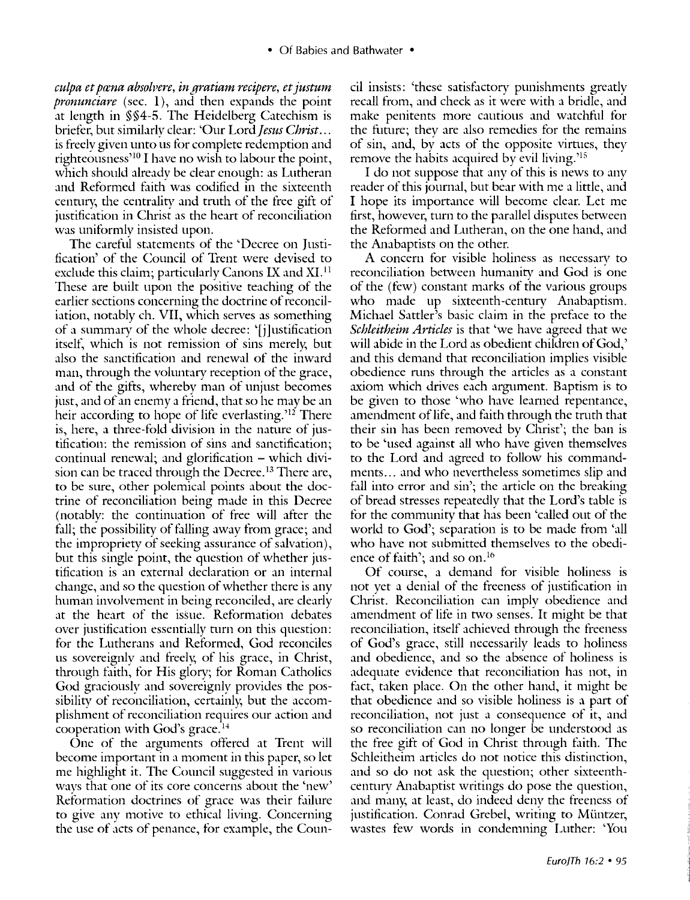*culpa et pœna absolvere, in gratiam recipere, et justum pronunciare* (sec. 1), and then expands the point at length in §§4-5. The Heidelberg Catechism is briefer, but similarly clear: 'Our Lord *Jesus Christ*... is freely given unto us for complete redemption and righteousness'[10] I have no wish to labour the point, which should already be clear enough: as Lutheran and Reformed faith was codified in the sixteenth century, the centrality and truth of the free gift of justification in Christ as the heart of reconciliation was uniformly insisted upon.

The careful statements of the 'Decree on Justification' of the Council of Trent were devised to exclude this claim; particularly Canons IX and XI.[11] These are built upon the positive teaching of the earlier sections concerning the doctrine of reconciliation, notably ch. VII, which serves as something of a summary of the whole decree: '[j]ustification itself, which is not remission of sins merely, but also the sanctification and renewal of the inward man, through the voluntary reception of the grace, and of the gifts, whereby man of unjust becomes just, and of an enemy a friend, that so he may be an heir according to hope of life everlasting.'[12] There is, here, a three-fold division in the nature of justification: the remission of sins and sanctification; continual renewal; and glorification – which division can be traced through the Decree.[13] There are, to be sure, other polemical points about the doctrine of reconciliation being made in this Decree (notably: the continuation of free will after the fall; the possibility of falling away from grace; and the impropriety of seeking assurance of salvation), but this single point, the question of whether justification is an external declaration or an internal change, and so the question of whether there is any human involvement in being reconciled, are clearly at the heart of the issue. Reformation debates over justification essentially turn on this question: for the Lutherans and Reformed, God reconciles us sovereignly and freely, of his grace, in Christ, through faith, for His glory; for Roman Catholics God graciously and sovereignly provides the possibility of reconciliation, certainly, but the accomplishment of reconciliation requires our action and cooperation with God's grace.[14]

One of the arguments offered at Trent will become important in a moment in this paper, so let me highlight it. The Council suggested in various ways that one of its core concerns about the 'new' Reformation doctrines of grace was their failure to give any motive to ethical living. Concerning the use of acts of penance, for example, the Council insists: 'these satisfactory punishments greatly recall from, and check as it were with a bridle, and make penitents more cautious and watchful for the future; they are also remedies for the remains of sin, and, by acts of the opposite virtues, they remove the habits acquired by evil living.'[15]

I do not suppose that any of this is news to any reader of this journal, but bear with me a little, and I hope its importance will become clear. Let me first, however, turn to the parallel disputes between the Reformed and Lutheran, on the one hand, and the Anabaptists on the other.

A concern for visible holiness as necessary to reconciliation between humanity and God is one of the (few) constant marks of the various groups who made up sixteenth-century Anabaptism. Michael Sattler's basic claim in the preface to the *Schleitheim Articles* is that 'we have agreed that we will abide in the Lord as obedient children of God,' and this demand that reconciliation implies visible obedience runs through the articles as a constant axiom which drives each argument. Baptism is to be given to those 'who have learned repentance, amendment of life, and faith through the truth that their sin has been removed by Christ'; the ban is to be 'used against all who have given themselves to the Lord and agreed to follow his commandments... and who nevertheless sometimes slip and fall into error and sin'; the article on the breaking of bread stresses repeatedly that the Lord's table is for the community that has been 'called out of the world to God'; separation is to be made from 'all who have not submitted themselves to the obedience of faith'; and so on.[16]

Of course, a demand for visible holiness is not yet a denial of the freeness of justification in Christ. Reconciliation can imply obedience and amendment of life in two senses. It might be that reconciliation, itself achieved through the freeness of God's grace, still necessarily leads to holiness and obedience, and so the absence of holiness is adequate evidence that reconciliation has not, in fact, taken place. On the other hand, it might be that obedience and so visible holiness is a part of reconciliation, not just a consequence of it, and so reconciliation can no longer be understood as the free gift of God in Christ through faith. The Schleitheim articles do not notice this distinction, and so do not ask the question; other sixteenth-century Anabaptist writings do pose the question, and many, at least, do indeed deny the freeness of justification. Conrad Grebel, writing to Müntzer, wastes few words in condemning Luther: 'You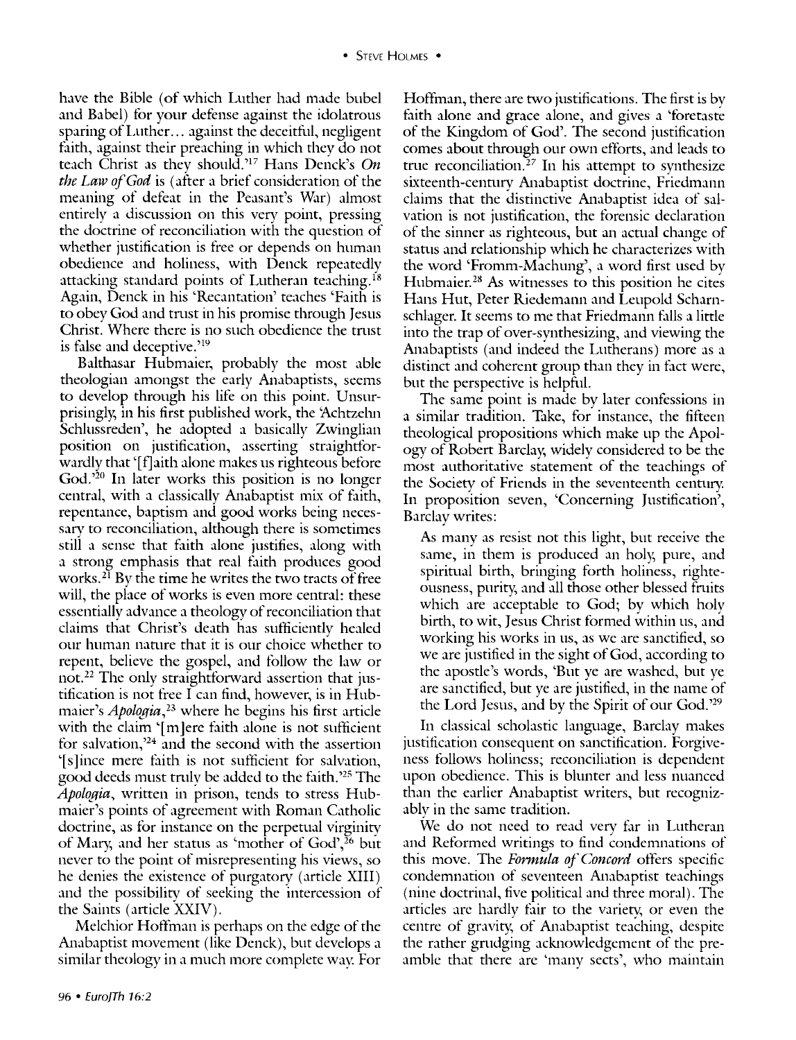have the Bible (of which Luther had made bubel and Babel) for your defense against the idolatrous sparing of Luther... against the deceitful, negligent faith, against their preaching in which they do not teach Christ as they should.'[17] Hans Denck's *On the Law of God* is (after a brief consideration of the meaning of defeat in the Peasant's War) almost entirely a discussion on this very point, pressing the doctrine of reconciliation with the question of whether justification is free or depends on human obedience and holiness, with Denck repeatedly attacking standard points of Lutheran teaching.[18] Again, Denck in his 'Recantation' teaches 'Faith is to obey God and trust in his promise through Jesus Christ. Where there is no such obedience the trust is false and deceptive.'[19]

Balthasar Hubmaier, probably the most able theologian amongst the early Anabaptists, seems to develop through his life on this point. Unsurprisingly, in his first published work, the 'Achtzehn Schlussreden', he adopted a basically Zwinglian position on justification, asserting straightforwardly that '[f]aith alone makes us righteous before God.'[20] In later works this position is no longer central, with a classically Anabaptist mix of faith, repentance, baptism and good works being necessary to reconciliation, although there is sometimes still a sense that faith alone justifies, along with a strong emphasis that real faith produces good works.[21] By the time he writes the two tracts of free will, the place of works is even more central: these essentially advance a theology of reconciliation that claims that Christ's death has sufficiently healed our human nature that it is our choice whether to repent, believe the gospel, and follow the law or not.[22] The only straightforward assertion that justification is not free I can find, however, is in Hubmaier's *Apologia*,[23] where he begins his first article with the claim '[m]ere faith alone is not sufficient for salvation,'[24] and the second with the assertion '[s]ince mere faith is not sufficient for salvation, good deeds must truly be added to the faith.'[25] The *Apologia*, written in prison, tends to stress Hubmaier's points of agreement with Roman Catholic doctrine, as for instance on the perpetual virginity of Mary, and her status as 'mother of God',[26] but never to the point of misrepresenting his views, so he denies the existence of purgatory (article XIII) and the possibility of seeking the intercession of the Saints (article XXIV).

Melchior Hoffman is perhaps on the edge of the Anabaptist movement (like Denck), but develops a similar theology in a much more complete way. For Hoffman, there are two justifications. The first is by faith alone and grace alone, and gives a 'foretaste of the Kingdom of God'. The second justification comes about through our own efforts, and leads to true reconciliation.[27] In his attempt to synthesize sixteenth-century Anabaptist doctrine, Friedmann claims that the distinctive Anabaptist idea of salvation is not justification, the forensic declaration of the sinner as righteous, but an actual change of status and relationship which he characterizes with the word 'Fromm-Machung', a word first used by Hubmaier.[28] As witnesses to this position he cites Hans Hut, Peter Riedemann and Leupold Scharnschlager. It seems to me that Friedmann falls a little into the trap of over-synthesizing, and viewing the Anabaptists (and indeed the Lutherans) more as a distinct and coherent group than they in fact were, but the perspective is helpful.

The same point is made by later confessions in a similar tradition. Take, for instance, the fifteen theological propositions which make up the Apology of Robert Barclay, widely considered to be the most authoritative statement of the teachings of the Society of Friends in the seventeenth century. In proposition seven, 'Concerning Justification', Barclay writes:

> As many as resist not this light, but receive the same, in them is produced an holy, pure, and spiritual birth, bringing forth holiness, righteousness, purity, and all those other blessed fruits which are acceptable to God; by which holy birth, to wit, Jesus Christ formed within us, and working his works in us, as we are sanctified, so we are justified in the sight of God, according to the apostle's words, 'But ye are washed, but ye are sanctified, but ye are justified, in the name of the Lord Jesus, and by the Spirit of our God.'[29]

In classical scholastic language, Barclay makes justification consequent on sanctification. Forgiveness follows holiness; reconciliation is dependent upon obedience. This is blunter and less nuanced than the earlier Anabaptist writers, but recognizably in the same tradition.

We do not need to read very far in Lutheran and Reformed writings to find condemnations of this move. The *Formula of Concord* offers specific condemnation of seventeen Anabaptist teachings (nine doctrinal, five political and three moral). The articles are hardly fair to the variety, or even the centre of gravity, of Anabaptist teaching, despite the rather grudging acknowledgement of the preamble that there are 'many sects', who maintain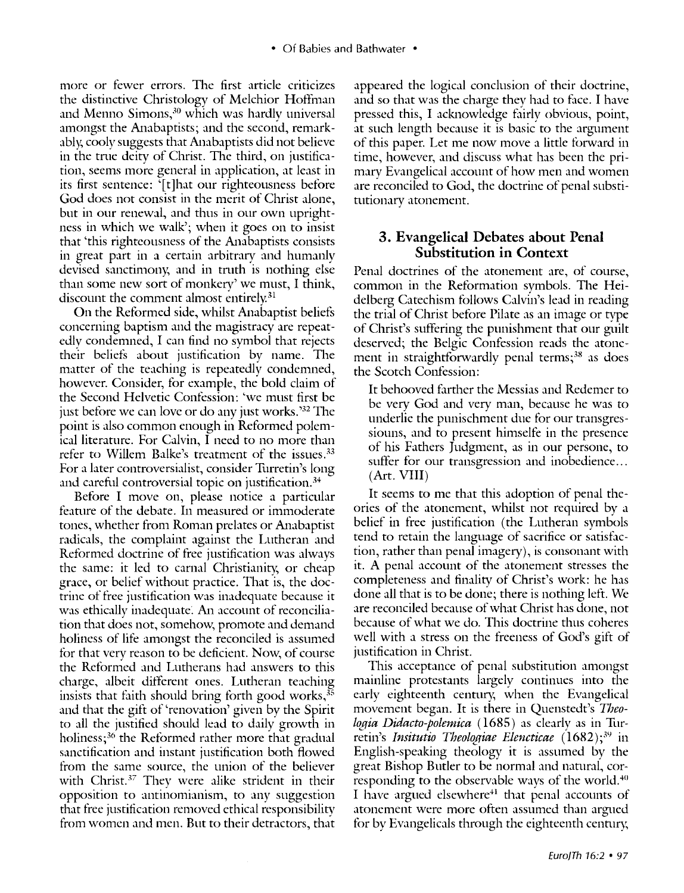more or fewer errors. The first article criticizes the distinctive Christology of Melchior Hoffman and Menno Simons,[30] which was hardly universal amongst the Anabaptists; and the second, remarkably, cooly suggests that Anabaptists did not believe in the true deity of Christ. The third, on justification, seems more general in application, at least in its first sentence: '[t]hat our righteousness before God does not consist in the merit of Christ alone, but in our renewal, and thus in our own uprightness in which we walk'; when it goes on to insist that 'this righteousness of the Anabaptists consists in great part in a certain arbitrary and humanly devised sanctimony, and in truth is nothing else than some new sort of monkery' we must, I think, discount the comment almost entirely.[31]

On the Reformed side, whilst Anabaptist beliefs concerning baptism and the magistracy are repeatedly condemned, I can find no symbol that rejects their beliefs about justification by name. The matter of the teaching is repeatedly condemned, however. Consider, for example, the bold claim of the Second Helvetic Confession: 'we must first be just before we can love or do any just works.'[32] The point is also common enough in Reformed polemical literature. For Calvin, I need to no more than refer to Willem Balke's treatment of the issues.[33] For a later controversialist, consider Turretin's long and careful controversial topic on justification.[34]

Before I move on, please notice a particular feature of the debate. In measured or immoderate tones, whether from Roman prelates or Anabaptist radicals, the complaint against the Lutheran and Reformed doctrine of free justification was always the same: it led to carnal Christianity, or cheap grace, or belief without practice. That is, the doctrine of free justification was inadequate because it was ethically inadequate. An account of reconciliation that does not, somehow, promote and demand holiness of life amongst the reconciled is assumed for that very reason to be deficient. Now, of course the Reformed and Lutherans had answers to this charge, albeit different ones. Lutheran teaching insists that faith should bring forth good works,[35] and that the gift of 'renovation' given by the Spirit to all the justified should lead to daily growth in holiness;[36] the Reformed rather more that gradual sanctification and instant justification both flowed from the same source, the union of the believer with Christ.[37] They were alike strident in their opposition to antinomianism, to any suggestion that free justification removed ethical responsibility from women and men. But to their detractors, that appeared the logical conclusion of their doctrine, and so that was the charge they had to face. I have pressed this, I acknowledge fairly obvious, point, at such length because it is basic to the argument of this paper. Let me now move a little forward in time, however, and discuss what has been the primary Evangelical account of how men and women are reconciled to God, the doctrine of penal substitutionary atonement.

## 3. Evangelical Debates about Penal Substitution in Context

Penal doctrines of the atonement are, of course, common in the Reformation symbols. The Heidelberg Catechism follows Calvin's lead in reading the trial of Christ before Pilate as an image or type of Christ's suffering the punishment that our guilt deserved; the Belgic Confession reads the atonement in straightforwardly penal terms;[38] as does the Scotch Confession:

> It behooved farther the Messias and Redemer to be very God and very man, because he was to underlie the punischment due for our transgressiouns, and to present himselfe in the presence of his Fathers Judgment, as in our persone, to suffer for our transgression and inobedience... (Art. VIII)

It seems to me that this adoption of penal theories of the atonement, whilst not required by a belief in free justification (the Lutheran symbols tend to retain the language of sacrifice or satisfaction, rather than penal imagery), is consonant with it. A penal account of the atonement stresses the completeness and finality of Christ's work: he has done all that is to be done; there is nothing left. We are reconciled because of what Christ has done, not because of what we do. This doctrine thus coheres well with a stress on the freeness of God's gift of justification in Christ.

This acceptance of penal substitution amongst mainline protestants largely continues into the early eighteenth century, when the Evangelical movement began. It is there in Quenstedt's *Theologia Didacto-polemica* (1685) as clearly as in Turretin's *Insitutio Theologiae Elencticae* (1682);[39] in English-speaking theology it is assumed by the great Bishop Butler to be normal and natural, corresponding to the observable ways of the world.[40] I have argued elsewhere[41] that penal accounts of atonement were more often assumed than argued for by Evangelicals through the eighteenth century,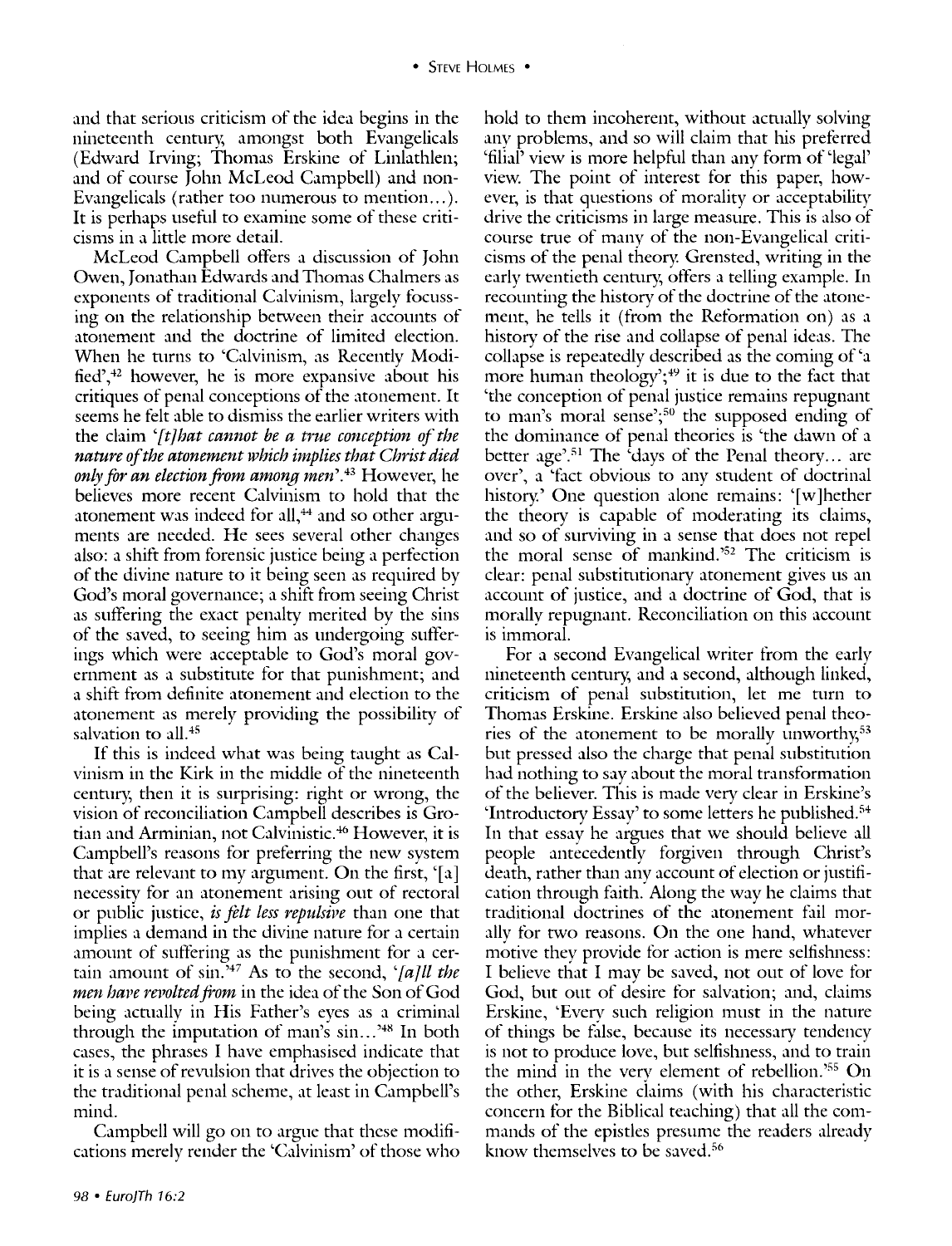and that serious criticism of the idea begins in the nineteenth century, amongst both Evangelicals (Edward Irving; Thomas Erskine of Linlathlen; and of course John McLeod Campbell) and non-Evangelicals (rather too numerous to mention…). It is perhaps useful to examine some of these criticisms in a little more detail.

McLeod Campbell offers a discussion of John Owen, Jonathan Edwards and Thomas Chalmers as exponents of traditional Calvinism, largely focussing on the relationship between their accounts of atonement and the doctrine of limited election. When he turns to 'Calvinism, as Recently Modified',[42] however, he is more expansive about his critiques of penal conceptions of the atonement. It seems he felt able to dismiss the earlier writers with the claim *'[t]hat cannot be a true conception of the nature of the atonement which implies that Christ died only for an election from among men'*.[43] However, he believes more recent Calvinism to hold that the atonement was indeed for all,[44] and so other arguments are needed. He sees several other changes also: a shift from forensic justice being a perfection of the divine nature to it being seen as required by God's moral governance; a shift from seeing Christ as suffering the exact penalty merited by the sins of the saved, to seeing him as undergoing sufferings which were acceptable to God's moral government as a substitute for that punishment; and a shift from definite atonement and election to the atonement as merely providing the possibility of salvation to all.[45]

If this is indeed what was being taught as Calvinism in the Kirk in the middle of the nineteenth century, then it is surprising: right or wrong, the vision of reconciliation Campbell describes is Grotian and Arminian, not Calvinistic.[46] However, it is Campbell's reasons for preferring the new system that are relevant to my argument. On the first, '[a] necessity for an atonement arising out of rectoral or public justice, *is felt less repulsive* than one that implies a demand in the divine nature for a certain amount of suffering as the punishment for a certain amount of sin.'[47] As to the second, *'[a]ll the men have revolted from* in the idea of the Son of God being actually in His Father's eyes as a criminal through the imputation of man's sin…'[48] In both cases, the phrases I have emphasised indicate that it is a sense of revulsion that drives the objection to the traditional penal scheme, at least in Campbell's mind.

Campbell will go on to argue that these modifications merely render the 'Calvinism' of those who hold to them incoherent, without actually solving any problems, and so will claim that his preferred 'filial' view is more helpful than any form of 'legal' view. The point of interest for this paper, however, is that questions of morality or acceptability drive the criticisms in large measure. This is also of course true of many of the non-Evangelical criticisms of the penal theory. Grensted, writing in the early twentieth century, offers a telling example. In recounting the history of the doctrine of the atonement, he tells it (from the Reformation on) as a history of the rise and collapse of penal ideas. The collapse is repeatedly described as the coming of 'a more human theology';[49] it is due to the fact that 'the conception of penal justice remains repugnant to man's moral sense';[50] the supposed ending of the dominance of penal theories is 'the dawn of a better age'.[51] The 'days of the Penal theory… are over', a 'fact obvious to any student of doctrinal history.' One question alone remains: '[w]hether the theory is capable of moderating its claims, and so of surviving in a sense that does not repel the moral sense of mankind.'[52] The criticism is clear: penal substitutionary atonement gives us an account of justice, and a doctrine of God, that is morally repugnant. Reconciliation on this account is immoral.

For a second Evangelical writer from the early nineteenth century, and a second, although linked, criticism of penal substitution, let me turn to Thomas Erskine. Erskine also believed penal theories of the atonement to be morally unworthy,[53] but pressed also the charge that penal substitution had nothing to say about the moral transformation of the believer. This is made very clear in Erskine's 'Introductory Essay' to some letters he published.[54] In that essay he argues that we should believe all people antecedently forgiven through Christ's death, rather than any account of election or justification through faith. Along the way he claims that traditional doctrines of the atonement fail morally for two reasons. On the one hand, whatever motive they provide for action is mere selfishness: I believe that I may be saved, not out of love for God, but out of desire for salvation; and, claims Erskine, 'Every such religion must in the nature of things be false, because its necessary tendency is not to produce love, but selfishness, and to train the mind in the very element of rebellion.'[55] On the other, Erskine claims (with his characteristic concern for the Biblical teaching) that all the commands of the epistles presume the readers already know themselves to be saved.[56]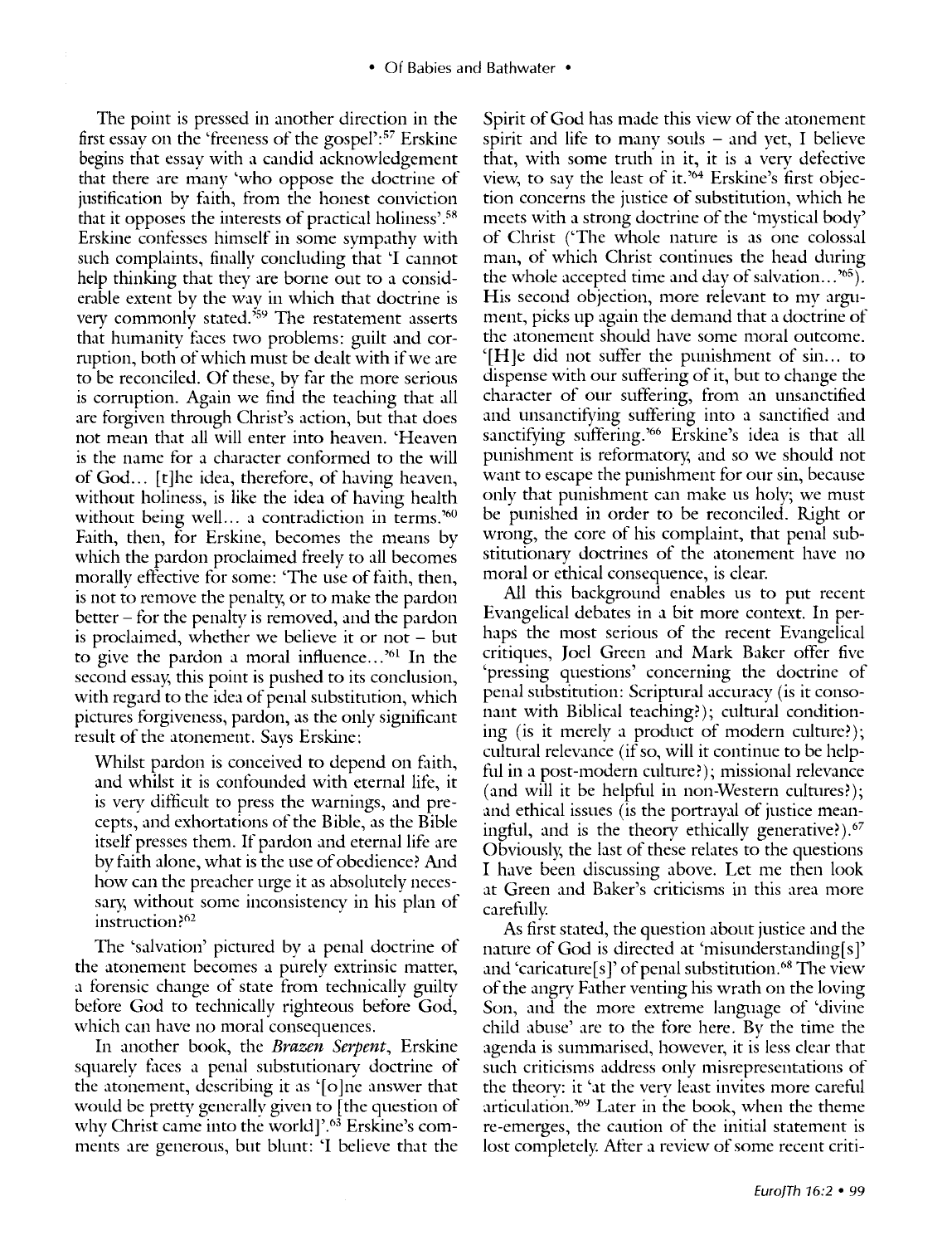The point is pressed in another direction in the first essay on the 'freeness of the gospel':[57] Erskine begins that essay with a candid acknowledgement that there are many 'who oppose the doctrine of justification by faith, from the honest conviction that it opposes the interests of practical holiness'.[58] Erskine confesses himself in some sympathy with such complaints, finally concluding that 'I cannot help thinking that they are borne out to a considerable extent by the way in which that doctrine is very commonly stated.'[59] The restatement asserts that humanity faces two problems: guilt and corruption, both of which must be dealt with if we are to be reconciled. Of these, by far the more serious is corruption. Again we find the teaching that all are forgiven through Christ's action, but that does not mean that all will enter into heaven. 'Heaven is the name for a character conformed to the will of God… [t]he idea, therefore, of having heaven, without holiness, is like the idea of having health without being well… a contradiction in terms.'[60] Faith, then, for Erskine, becomes the means by which the pardon proclaimed freely to all becomes morally effective for some: 'The use of faith, then, is not to remove the penalty, or to make the pardon better – for the penalty is removed, and the pardon is proclaimed, whether we believe it or not – but to give the pardon a moral influence…'[61] In the second essay, this point is pushed to its conclusion, with regard to the idea of penal substitution, which pictures forgiveness, pardon, as the only significant result of the atonement. Says Erskine:

> Whilst pardon is conceived to depend on faith, and whilst it is confounded with eternal life, it is very difficult to press the warnings, and precepts, and exhortations of the Bible, as the Bible itself presses them. If pardon and eternal life are by faith alone, what is the use of obedience? And how can the preacher urge it as absolutely necessary, without some inconsistency in his plan of instruction?[62]

The 'salvation' pictured by a penal doctrine of the atonement becomes a purely extrinsic matter, a forensic change of state from technically guilty before God to technically righteous before God, which can have no moral consequences.

In another book, the *Brazen Serpent*, Erskine squarely faces a penal substutionary doctrine of the atonement, describing it as '[o]ne answer that would be pretty generally given to [the question of why Christ came into the world]'.[63] Erskine's comments are generous, but blunt: 'I believe that the Spirit of God has made this view of the atonement spirit and life to many souls – and yet, I believe that, with some truth in it, it is a very defective view, to say the least of it.'[64] Erskine's first objection concerns the justice of substitution, which he meets with a strong doctrine of the 'mystical body' of Christ ('The whole nature is as one colossal man, of which Christ continues the head during the whole accepted time and day of salvation…'[65]). His second objection, more relevant to my argument, picks up again the demand that a doctrine of the atonement should have some moral outcome. '[H]e did not suffer the punishment of sin… to dispense with our suffering of it, but to change the character of our suffering, from an unsanctified and unsanctifying suffering into a sanctified and sanctifying suffering.'[66] Erskine's idea is that all punishment is reformatory, and so we should not want to escape the punishment for our sin, because only that punishment can make us holy; we must be punished in order to be reconciled. Right or wrong, the core of his complaint, that penal substitutionary doctrines of the atonement have no moral or ethical consequence, is clear.

All this background enables us to put recent Evangelical debates in a bit more context. In perhaps the most serious of the recent Evangelical critiques, Joel Green and Mark Baker offer five 'pressing questions' concerning the doctrine of penal substitution: Scriptural accuracy (is it consonant with Biblical teaching?); cultural conditioning (is it merely a product of modern culture?); cultural relevance (if so, will it continue to be helpful in a post-modern culture?); missional relevance (and will it be helpful in non-Western cultures?); and ethical issues (is the portrayal of justice meaningful, and is the theory ethically generative?).[67] Obviously, the last of these relates to the questions I have been discussing above. Let me then look at Green and Baker's criticisms in this area more carefully.

As first stated, the question about justice and the nature of God is directed at 'misunderstanding[s]' and 'caricature[s]' of penal substitution.[68] The view of the angry Father venting his wrath on the loving Son, and the more extreme language of 'divine child abuse' are to the fore here. By the time the agenda is summarised, however, it is less clear that such criticisms address only misrepresentations of the theory: it 'at the very least invites more careful articulation.'[69] Later in the book, when the theme re-emerges, the caution of the initial statement is lost completely. After a review of some recent criti-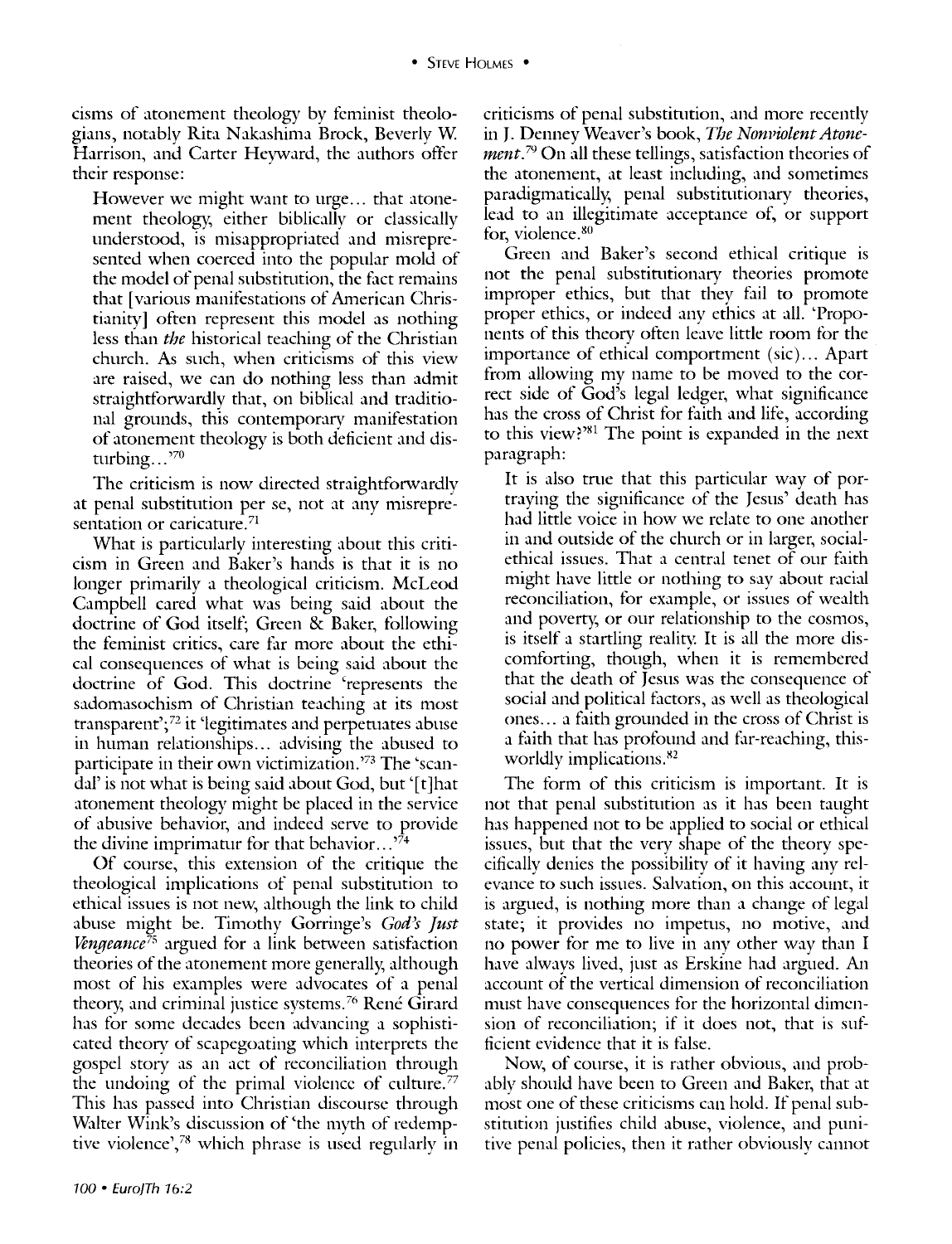cisms of atonement theology by feminist theologians, notably Rita Nakashima Brock, Beverly W. Harrison, and Carter Heyward, the authors offer their response:

> However we might want to urge... that atonement theology, either biblically or classically understood, is misappropriated and misrepresented when coerced into the popular mold of the model of penal substitution, the fact remains that [various manifestations of American Christianity] often represent this model as nothing less than *the* historical teaching of the Christian church. As such, when criticisms of this view are raised, we can do nothing less than admit straightforwardly that, on biblical and traditional grounds, this contemporary manifestation of atonement theology is both deficient and disturbing...'[70]

The criticism is now directed straightforwardly at penal substitution per se, not at any misrepresentation or caricature.[71]

What is particularly interesting about this criticism in Green and Baker's hands is that it is no longer primarily a theological criticism. McLeod Campbell cared what was being said about the doctrine of God itself; Green & Baker, following the feminist critics, care far more about the ethical consequences of what is being said about the doctrine of God. This doctrine 'represents the sadomasochism of Christian teaching at its most transparent';[72] it 'legitimates and perpetuates abuse in human relationships... advising the abused to participate in their own victimization.'[73] The 'scandal' is not what is being said about God, but '[t]hat atonement theology might be placed in the service of abusive behavior, and indeed serve to provide the divine imprimatur for that behavior...'[74]

Of course, this extension of the critique the theological implications of penal substitution to ethical issues is not new, although the link to child abuse might be. Timothy Gorringe's *God's Just Vengeance*[75] argued for a link between satisfaction theories of the atonement more generally, although most of his examples were advocates of a penal theory, and criminal justice systems.[76] René Girard has for some decades been advancing a sophisticated theory of scapegoating which interprets the gospel story as an act of reconciliation through the undoing of the primal violence of culture.[77] This has passed into Christian discourse through Walter Wink's discussion of 'the myth of redemptive violence',[78] which phrase is used regularly in criticisms of penal substitution, and more recently in J. Denney Weaver's book, *The Nonviolent Atonement*.[79] On all these tellings, satisfaction theories of the atonement, at least including, and sometimes paradigmatically, penal substitutionary theories, lead to an illegitimate acceptance of, or support for, violence.[80]

Green and Baker's second ethical critique is not the penal substitutionary theories promote improper ethics, but that they fail to promote proper ethics, or indeed any ethics at all. 'Proponents of this theory often leave little room for the importance of ethical comportment (sic)... Apart from allowing my name to be moved to the correct side of God's legal ledger, what significance has the cross of Christ for faith and life, according to this view?'[81] The point is expanded in the next paragraph:

> It is also true that this particular way of portraying the significance of the Jesus' death has had little voice in how we relate to one another in and outside of the church or in larger, social-ethical issues. That a central tenet of our faith might have little or nothing to say about racial reconciliation, for example, or issues of wealth and poverty, or our relationship to the cosmos, is itself a startling reality. It is all the more discomforting, though, when it is remembered that the death of Jesus was the consequence of social and political factors, as well as theological ones... a faith grounded in the cross of Christ is a faith that has profound and far-reaching, this-worldly implications.[82]

The form of this criticism is important. It is not that penal substitution as it has been taught has happened not to be applied to social or ethical issues, but that the very shape of the theory specifically denies the possibility of it having any relevance to such issues. Salvation, on this account, it is argued, is nothing more than a change of legal state; it provides no impetus, no motive, and no power for me to live in any other way than I have always lived, just as Erskine had argued. An account of the vertical dimension of reconciliation must have consequences for the horizontal dimension of reconciliation; if it does not, that is sufficient evidence that it is false.

Now, of course, it is rather obvious, and probably should have been to Green and Baker, that at most one of these criticisms can hold. If penal substitution justifies child abuse, violence, and punitive penal policies, then it rather obviously cannot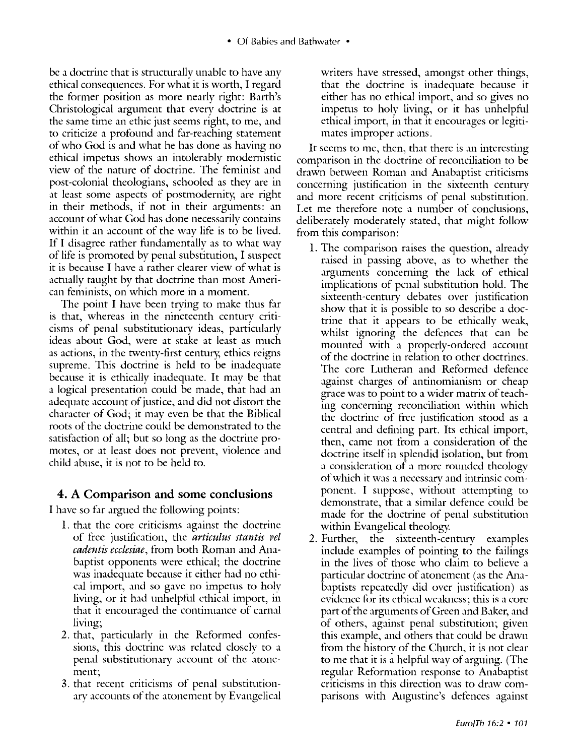be a doctrine that is structurally unable to have any ethical consequences. For what it is worth, I regard the former position as more nearly right: Barth's Christological argument that every doctrine is at the same time an ethic just seems right, to me, and to criticize a profound and far-reaching statement of who God is and what he has done as having no ethical impetus shows an intolerably modernistic view of the nature of doctrine. The feminist and post-colonial theologians, schooled as they are in at least some aspects of postmodernity, are right in their methods, if not in their arguments: an account of what God has done necessarily contains within it an account of the way life is to be lived. If I disagree rather fundamentally as to what way of life is promoted by penal substitution, I suspect it is because I have a rather clearer view of what is actually taught by that doctrine than most American feminists, on which more in a moment.

The point I have been trying to make thus far is that, whereas in the nineteenth century criticisms of penal substitutionary ideas, particularly ideas about God, were at stake at least as much as actions, in the twenty-first century, ethics reigns supreme. This doctrine is held to be inadequate because it is ethically inadequate. It may be that a logical presentation could be made, that had an adequate account of justice, and did not distort the character of God; it may even be that the Biblical roots of the doctrine could be demonstrated to the satisfaction of all; but so long as the doctrine promotes, or at least does not prevent, violence and child abuse, it is not to be held to.

## 4. A Comparison and some conclusions

I have so far argued the following points:

1. that the core criticisms against the doctrine of free justification, the *articulus stantis vel cadentis ecclesiae*, from both Roman and Anabaptist opponents were ethical; the doctrine was inadequate because it either had no ethical import, and so gave no impetus to holy living, or it had unhelpful ethical import, in that it encouraged the continuance of carnal living;
2. that, particularly in the Reformed confessions, this doctrine was related closely to a penal substitutionary account of the atonement;
3. that recent criticisms of penal substitutionary accounts of the atonement by Evangelical writers have stressed, amongst other things, that the doctrine is inadequate because it either has no ethical import, and so gives no impetus to holy living, or it has unhelpful ethical import, in that it encourages or legitimates improper actions.

It seems to me, then, that there is an interesting comparison in the doctrine of reconciliation to be drawn between Roman and Anabaptist criticisms concerning justification in the sixteenth century and more recent criticisms of penal substitution. Let me therefore note a number of conclusions, deliberately moderately stated, that might follow from this comparison:

1. The comparison raises the question, already raised in passing above, as to whether the arguments concerning the lack of ethical implications of penal substitution hold. The sixteenth-century debates over justification show that it is possible to so describe a doctrine that it appears to be ethically weak, whilst ignoring the defences that can be mounted with a properly-ordered account of the doctrine in relation to other doctrines. The core Lutheran and Reformed defence against charges of antinomianism or cheap grace was to point to a wider matrix of teaching concerning reconciliation within which the doctrine of free justification stood as a central and defining part. Its ethical import, then, came not from a consideration of the doctrine itself in splendid isolation, but from a consideration of a more rounded theology of which it was a necessary and intrinsic component. I suppose, without attempting to demonstrate, that a similar defence could be made for the doctrine of penal substitution within Evangelical theology.
2. Further, the sixteenth-century examples include examples of pointing to the failings in the lives of those who claim to believe a particular doctrine of atonement (as the Anabaptists repeatedly did over justification) as evidence for its ethical weakness; this is a core part of the arguments of Green and Baker, and of others, against penal substitution; given this example, and others that could be drawn from the history of the Church, it is not clear to me that it is a helpful way of arguing. (The regular Reformation response to Anabaptist criticisms in this direction was to draw comparisons with Augustine's defences against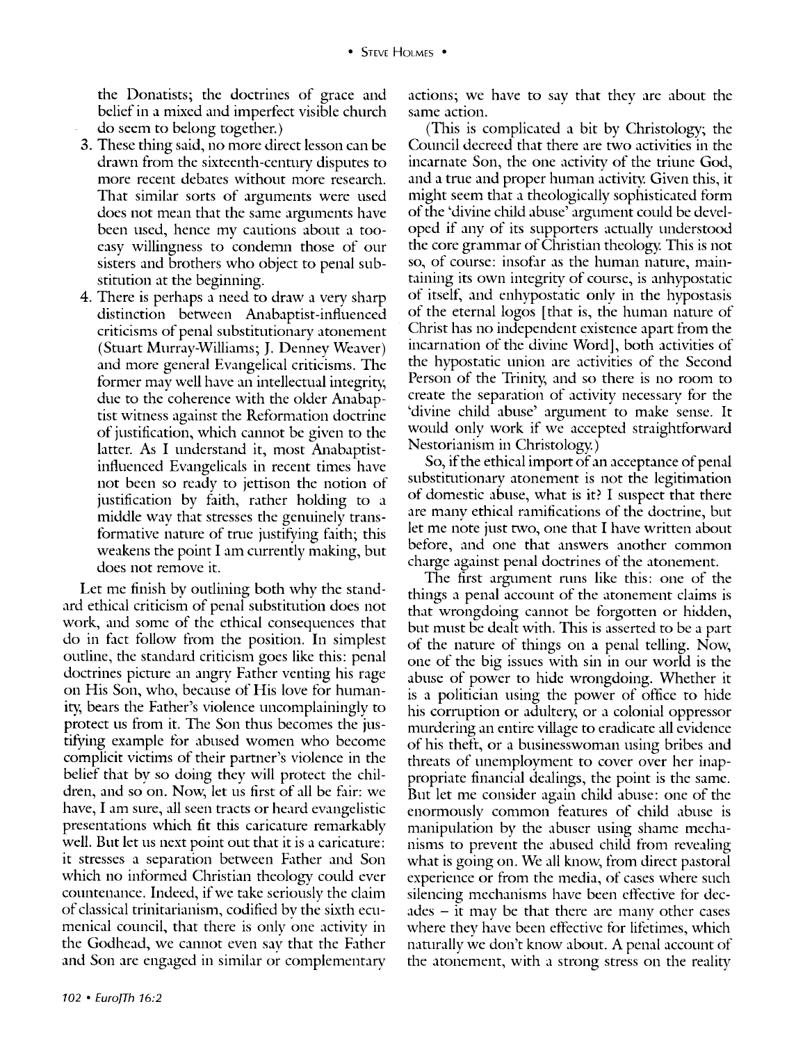the Donatists; the doctrines of grace and belief in a mixed and imperfect visible church do seem to belong together.)

3. These thing said, no more direct lesson can be drawn from the sixteenth-century disputes to more recent debates without more research. That similar sorts of arguments were used does not mean that the same arguments have been used, hence my cautions about a too-easy willingness to condemn those of our sisters and brothers who object to penal substitution at the beginning.
4. There is perhaps a need to draw a very sharp distinction between Anabaptist-influenced criticisms of penal substitutionary atonement (Stuart Murray-Williams; J. Denney Weaver) and more general Evangelical criticisms. The former may well have an intellectual integrity, due to the coherence with the older Anabaptist witness against the Reformation doctrine of justification, which cannot be given to the latter. As I understand it, most Anabaptist-influenced Evangelicals in recent times have not been so ready to jettison the notion of justification by faith, rather holding to a middle way that stresses the genuinely transformative nature of true justifying faith; this weakens the point I am currently making, but does not remove it.

Let me finish by outlining both why the standard ethical criticism of penal substitution does not work, and some of the ethical consequences that do in fact follow from the position. In simplest outline, the standard criticism goes like this: penal doctrines picture an angry Father venting his rage on His Son, who, because of His love for humanity, bears the Father's violence uncomplainingly to protect us from it. The Son thus becomes the justifying example for abused women who become complicit victims of their partner's violence in the belief that by so doing they will protect the children, and so on. Now, let us first of all be fair: we have, I am sure, all seen tracts or heard evangelistic presentations which fit this caricature remarkably well. But let us next point out that it is a caricature: it stresses a separation between Father and Son which no informed Christian theology could ever countenance. Indeed, if we take seriously the claim of classical trinitarianism, codified by the sixth ecumenical council, that there is only one activity in the Godhead, we cannot even say that the Father and Son are engaged in similar or complementary actions; we have to say that they are about the same action.

(This is complicated a bit by Christology; the Council decreed that there are two activities in the incarnate Son, the one activity of the triune God, and a true and proper human activity. Given this, it might seem that a theologically sophisticated form of the 'divine child abuse' argument could be developed if any of its supporters actually understood the core grammar of Christian theology. This is not so, of course: insofar as the human nature, maintaining its own integrity of course, is anhypostatic of itself, and enhypostatic only in the hypostasis of the eternal logos [that is, the human nature of Christ has no independent existence apart from the incarnation of the divine Word], both activities of the hypostatic union are activities of the Second Person of the Trinity, and so there is no room to create the separation of activity necessary for the 'divine child abuse' argument to make sense. It would only work if we accepted straightforward Nestorianism in Christology.)

So, if the ethical import of an acceptance of penal substitutionary atonement is not the legitimation of domestic abuse, what is it? I suspect that there are many ethical ramifications of the doctrine, but let me note just two, one that I have written about before, and one that answers another common charge against penal doctrines of the atonement.

The first argument runs like this: one of the things a penal account of the atonement claims is that wrongdoing cannot be forgotten or hidden, but must be dealt with. This is asserted to be a part of the nature of things on a penal telling. Now, one of the big issues with sin in our world is the abuse of power to hide wrongdoing. Whether it is a politician using the power of office to hide his corruption or adultery, or a colonial oppressor murdering an entire village to eradicate all evidence of his theft, or a businesswoman using bribes and threats of unemployment to cover over her inappropriate financial dealings, the point is the same. But let me consider again child abuse: one of the enormously common features of child abuse is manipulation by the abuser using shame mechanisms to prevent the abused child from revealing what is going on. We all know, from direct pastoral experience or from the media, of cases where such silencing mechanisms have been effective for decades – it may be that there are many other cases where they have been effective for lifetimes, which naturally we don't know about. A penal account of the atonement, with a strong stress on the reality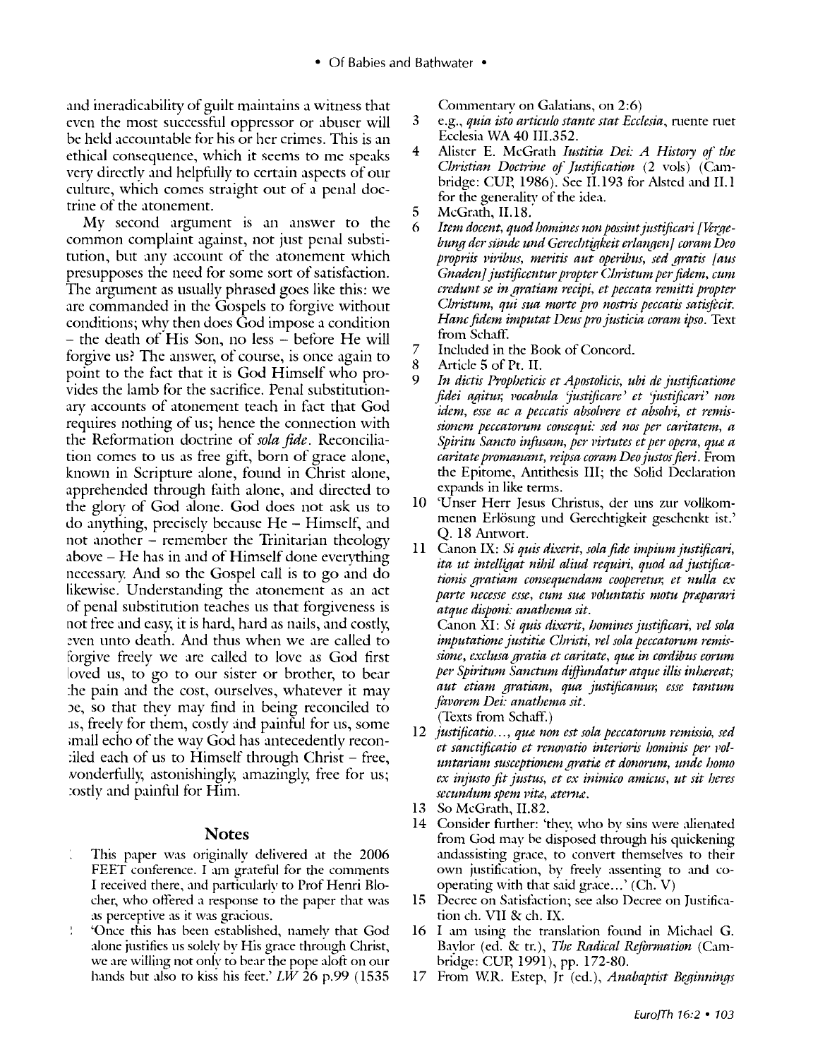and ineradicability of guilt maintains a witness that even the most successful oppressor or abuser will be held accountable for his or her crimes. This is an ethical consequence, which it seems to me speaks very directly and helpfully to certain aspects of our culture, which comes straight out of a penal doctrine of the atonement.

My second argument is an answer to the common complaint against, not just penal substitution, but any account of the atonement which presupposes the need for some sort of satisfaction. The argument as usually phrased goes like this: we are commanded in the Gospels to forgive without conditions; why then does God impose a condition – the death of His Son, no less – before He will forgive us? The answer, of course, is once again to point to the fact that it is God Himself who provides the lamb for the sacrifice. Penal substitutionary accounts of atonement teach in fact that God requires nothing of us; hence the connection with the Reformation doctrine of *sola fide*. Reconciliation comes to us as free gift, born of grace alone, known in Scripture alone, found in Christ alone, apprehended through faith alone, and directed to the glory of God alone. God does not ask us to do anything, precisely because He – Himself, and not another – remember the Trinitarian theology above – He has in and of Himself done everything necessary. And so the Gospel call is to go and do likewise. Understanding the atonement as an act of penal substitution teaches us that forgiveness is not free and easy, it is hard, hard as nails, and costly, even unto death. And thus when we are called to forgive freely we are called to love as God first loved us, to go to our sister or brother, to bear the pain and the cost, ourselves, whatever it may be, so that they may find in being reconciled to us, freely for them, costly and painful for us, some small echo of the way God has antecedently reconciled each of us to Himself through Christ – free, wonderfully, astonishingly, amazingly, free for us; costly and painful for Him.

## Notes

1. This paper was originally delivered at the 2006 FEET conference. I am grateful for the comments I received there, and particularly to Prof Henri Blocher, who offered a response to the paper that was as perceptive as it was gracious.
2. 'Once this has been established, namely that God alone justifies us solely by His grace through Christ, we are willing not only to bear the pope aloft on our hands but also to kiss his feet.' *LW* 26 p.99 (1535 Commentary on Galatians, on 2:6)
3. e.g., *quia isto articulo stante stat Ecclesia*, ruente ruet Ecclesia WA 40 III.352.
4. Alister E. McGrath *Iustitia Dei: A History of the Christian Doctrine of Justification* (2 vols) (Cambridge: CUP, 1986). See II.193 for Alsted and II.1 for the generality of the idea.
5. McGrath, II.18.
6. *Item docent, quod homines non possint justificari [Vergebung der sünde und Gerechtigkeit erlangen] coram Deo propriis viribus, meritis aut operibus, sed gratis [aus Gnaden] justificentur propter Christum per fidem, cum credunt se in gratiam recipi, et peccata remitti propter Christum, qui sua morte pro nostris peccatis satisfecit. Hanc fidem imputat Deus pro justicia coram ipso.* Text from Schaff.
7. Included in the Book of Concord.
8. Article 5 of Pt. II.
9. *In dictis Propheticis et Apostolicis, ubi de justificatione fidei agitur, vocabula 'justificare' et 'justificari' non idem, esse ac a peccatis absolvere et absolvi, et remissionem peccatorum consequi: sed nos per caritatem, a Spiritu Sancto infusam, per virtutes et per opera, quæ a caritate promanant, reipsa coram Deo justos fieri.* From the Epitome, Antithesis III; the Solid Declaration expands in like terms.
10. 'Unser Herr Jesus Christus, der uns zur vollkommenen Erlösung und Gerechtigkeit geschenkt ist.' Q. 18 Antwort.
11. Canon IX: *Si quis dixerit, sola fide impium justificari, ita ut intelligat nihil aliud requiri, quod ad justificationis gratiam consequendam cooperetur, et nulla ex parte necesse esse, cum suæ voluntatis motu præparari atque disponi: anathema sit.*
    Canon XI: *Si quis dixerit, homines justificari, vel sola imputatione justitiæ Christi, vel sola peccatorum remissione, exclusa gratia et caritate, quæ in cordibus eorum per Spiritum Sanctum diffundatur atque illis inhæreat; aut etiam gratiam, qua justificamur, esse tantum favorem Dei: anathema sit.*
    (Texts from Schaff.)
12. *justificatio…, quæ non est sola peccatorum remissio, sed et sanctificatio et renovatio interioris hominis per voluntariam susceptionem gratiæ et donorum, unde homo ex injusto fit justus, et ex inimico amicus, ut sit heres secundum spem vitæ, æternæ.*
13. So McGrath, II.82.
14. Consider further: 'they, who by sins were alienated from God may be disposed through his quickening andassisting grace, to convert themselves to their own justification, by freely assenting to and co-operating with that said grace…' (Ch. V)
15. Decree on Satisfaction; see also Decree on Justification ch. VII & ch. IX.
16. I am using the translation found in Michael G. Baylor (ed. & tr.), *The Radical Reformation* (Cambridge: CUP, 1991), pp. 172-80.
17. From W.R. Estep, Jr (ed.), *Anabaptist Beginnings*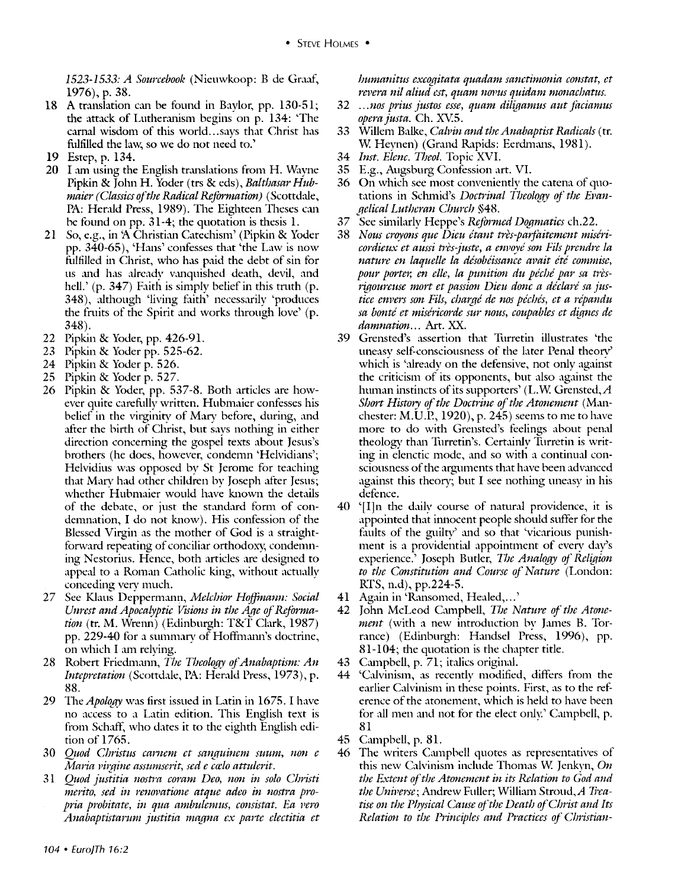*1523-1533: A Sourcebook* (Nieuwkoop: B de Graaf, 1976), p. 38.

18 A translation can be found in Baylor, pp. 130-51; the attack of Lutheranism begins on p. 134: 'The carnal wisdom of this world...says that Christ has fulfilled the law, so we do not need to.'

19 Estep, p. 134.

20 I am using the English translations from H. Wayne Pipkin & John H. Yoder (trs & eds), *Balthasar Hubmaier (Classics of the Radical Reformation)* (Scottdale, PA: Herald Press, 1989). The Eighteen Theses can be found on pp. 31-4; the quotation is thesis 1.

21 So, e.g., in 'A Christian Catechism' (Pipkin & Yoder pp. 340-65), 'Hans' confesses that 'the Law is now fulfilled in Christ, who has paid the debt of sin for us and has already vanquished death, devil, and hell.' (p. 347) Faith is simply belief in this truth (p. 348), although 'living faith' necessarily 'produces the fruits of the Spirit and works through love' (p. 348).

22 Pipkin & Yoder, pp. 426-91.

23 Pipkin & Yoder pp. 525-62.

24 Pipkin & Yoder p. 526.

25 Pipkin & Yoder p. 527.

26 Pipkin & Yoder, pp. 537-8. Both articles are however quite carefully written. Hubmaier confesses his belief in the virginity of Mary before, during, and after the birth of Christ, but says nothing in either direction concerning the gospel texts about Jesus's brothers (he does, however, condemn 'Helvidians'; Helvidius was opposed by St Jerome for teaching that Mary had other children by Joseph after Jesus; whether Hubmaier would have known the details of the debate, or just the standard form of condemnation, I do not know). His confession of the Blessed Virgin as the mother of God is a straightforward repeating of conciliar orthodoxy, condemning Nestorius. Hence, both articles are designed to appeal to a Roman Catholic king, without actually conceding very much.

27 See Klaus Deppermann, *Melchior Hoffmann: Social Unrest and Apocalyptic Visions in the Age of Reformation* (tr. M. Wrenn) (Edinburgh: T&T Clark, 1987) pp. 229-40 for a summary of Hoffmann's doctrine, on which I am relying.

28 Robert Friedmann, *The Theology of Anabaptism: An Intepretation* (Scottdale, PA: Herald Press, 1973), p. 88.

29 The *Apology* was first issued in Latin in 1675. I have no access to a Latin edition. This English text is from Schaff, who dates it to the eighth English edition of 1765.

30 *Quod Christus carnem et sanguinem suum, non e Maria virgine assumserit, sed e cœlo attulerit.*

31 *Quod justitia nostra coram Deo, non in solo Christi merito, sed in renovatione atque adeo in nostra propria probitate, in qua ambulemus, consistat. Ea vero Anabaptistarum justitia magna ex parte electitia et humanitus excogitata quadam sanctimonia constat, et revera nil aliud est, quam novus quidam monachatus.*

32 *...nos prius justos esse, quam diligamus aut faciamus opera justa.* Ch. XV.5.

33 Willem Balke, *Calvin and the Anabaptist Radicals* (tr. W. Heynen) (Grand Rapids: Eerdmans, 1981).

34 *Inst. Elenc. Theol.* Topic XVI.

35 E.g., Augsburg Confession art. VI.

36 On which see most conveniently the catena of quotations in Schmid's *Doctrinal Theology of the Evangelical Lutheran Church* §48.

37 See similarly Heppe's *Reformed Dogmatics* ch.22.

38 *Nous croyons que Dieu étant très-parfaitement miséricordieux et aussi très-juste, a envoyé son Fils prendre la nature en laquelle la désobéissance avait été commise, pour porter, en elle, la punition du péché par sa très-rigoureuse mort et passion Dieu donc a déclaré sa justice envers son Fils, chargé de nos péchés, et a répandu sa bonté et miséricorde sur nous, coupables et dignes de damnation...* Art. XX.

39 Grensted's assertion that Turretin illustrates 'the uneasy self-consciousness of the later Penal theory' which is 'already on the defensive, not only against the criticism of its opponents, but also against the human instincts of its supporters' (L.W. Grensted, *A Short History of the Doctrine of the Atonement* (Manchester: M.U.P., 1920), p. 245) seems to me to have more to do with Grensted's feelings about penal theology than Turretin's. Certainly Turretin is writing in elenctic mode, and so with a continual consciousness of the arguments that have been advanced against this theory; but I see nothing uneasy in his defence.

40 '[I]n the daily course of natural providence, it is appointed that innocent people should suffer for the faults of the guilty' and so that 'vicarious punishment is a providential appointment of every day's experience.' Joseph Butler, *The Analogy of Religion to the Constitution and Course of Nature* (London: RTS, n.d), pp.224-5.

41 Again in 'Ransomed, Healed,...'

42 John McLeod Campbell, *The Nature of the Atonement* (with a new introduction by James B. Torrance) (Edinburgh: Handsel Press, 1996), pp. 81-104; the quotation is the chapter title.

43 Campbell, p. 71; italics original.

44 'Calvinism, as recently modified, differs from the earlier Calvinism in these points. First, as to the reference of the atonement, which is held to have been for all men and not for the elect only.' Campbell, p. 81

45 Campbell, p. 81.

46 The writers Campbell quotes as representatives of this new Calvinism include Thomas W. Jenkyn, *On the Extent of the Atonement in its Relation to God and the Universe*; Andrew Fuller; William Stroud, *A Treatise on the Physical Cause of the Death of Christ and Its Relation to the Principles and Practices of Christian-*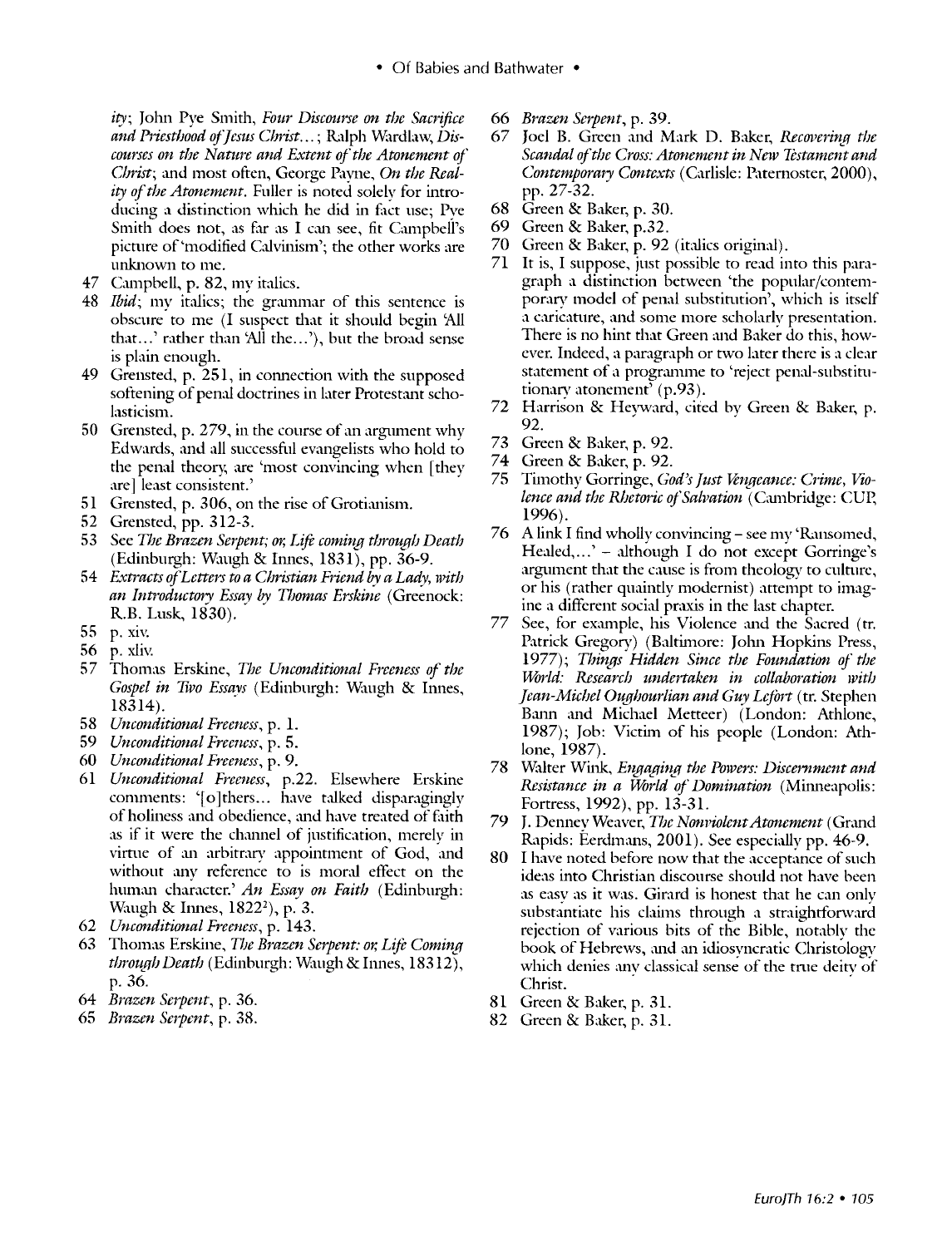*ity*; John Pye Smith, *Four Discourse on the Sacrifice and Priesthood of Jesus Christ...*; Ralph Wardlaw, *Discourses on the Nature and Extent of the Atonement of Christ*; and most often, George Payne, *On the Reality of the Atonement*. Fuller is noted solely for introducing a distinction which he did in fact use; Pye Smith does not, as far as I can see, fit Campbell's picture of 'modified Calvinism'; the other works are unknown to me.

47 Campbell, p. 82, my italics.

48 *Ibid*; my italics; the grammar of this sentence is obscure to me (I suspect that it should begin 'All that...' rather than 'All the...'), but the broad sense is plain enough.

49 Grensted, p. 251, in connection with the supposed softening of penal doctrines in later Protestant scholasticism.

50 Grensted, p. 279, in the course of an argument why Edwards, and all successful evangelists who hold to the penal theory, are 'most convincing when [they are] least consistent.'

51 Grensted, p. 306, on the rise of Grotianism.

52 Grensted, pp. 312-3.

53 See *The Brazen Serpent; or, Life coming through Death* (Edinburgh: Waugh & Innes, 1831), pp. 36-9.

54 *Extracts of Letters to a Christian Friend by a Lady, with an Introductory Essay by Thomas Erskine* (Greenock: R.B. Lusk, 1830).

55 p. xiv.

56 p. xliv.

57 Thomas Erskine, *The Unconditional Freeness of the Gospel in Two Essays* (Edinburgh: Waugh & Innes, 18314).

58 *Unconditional Freeness*, p. 1.

59 *Unconditional Freeness*, p. 5.

60 *Unconditional Freeness*, p. 9.

61 *Unconditional Freeness*, p.22. Elsewhere Erskine comments: '[o]thers... have talked disparagingly of holiness and obedience, and have treated of faith as if it were the channel of justification, merely in virtue of an arbitrary appointment of God, and without any reference to is moral effect on the human character.' *An Essay on Faith* (Edinburgh: Waugh & Innes, 1822[2]), p. 3.

62 *Unconditional Freeness*, p. 143.

63 Thomas Erskine, *The Brazen Serpent: or, Life Coming through Death* (Edinburgh: Waugh & Innes, 18312), p. 36.

64 *Brazen Serpent*, p. 36.

65 *Brazen Serpent*, p. 38.

66 *Brazen Serpent*, p. 39.

67 Joel B. Green and Mark D. Baker, *Recovering the Scandal of the Cross: Atonement in New Testament and Contemporary Contexts* (Carlisle: Paternoster, 2000), pp. 27-32.

68 Green & Baker, p. 30.

69 Green & Baker, p.32.

70 Green & Baker, p. 92 (italics original).

71 It is, I suppose, just possible to read into this paragraph a distinction between 'the popular/contemporary model of penal substitution', which is itself a caricature, and some more scholarly presentation. There is no hint that Green and Baker do this, however. Indeed, a paragraph or two later there is a clear statement of a programme to 'reject penal-substitutionary atonement' (p.93).

72 Harrison & Heyward, cited by Green & Baker, p. 92.

73 Green & Baker, p. 92.

74 Green & Baker, p. 92.

75 Timothy Gorringe, *God's Just Vengeance: Crime, Violence and the Rhetoric of Salvation* (Cambridge: CUP, 1996).

76 A link I find wholly convincing – see my 'Ransomed, Healed,...' – although I do not except Gorringe's argument that the cause is from theology to culture, or his (rather quaintly modernist) attempt to imagine a different social praxis in the last chapter.

77 See, for example, his Violence and the Sacred (tr. Patrick Gregory) (Baltimore: John Hopkins Press, 1977); *Things Hidden Since the Foundation of the World: Research undertaken in collaboration with Jean-Michel Oughourlian and Guy Lefort* (tr. Stephen Bann and Michael Metteer) (London: Athlone, 1987); Job: Victim of his people (London: Athlone, 1987).

78 Walter Wink, *Engaging the Powers: Discernment and Resistance in a World of Domination* (Minneapolis: Fortress, 1992), pp. 13-31.

79 J. Denney Weaver, *The Nonviolent Atonement* (Grand Rapids: Eerdmans, 2001). See especially pp. 46-9.

80 I have noted before now that the acceptance of such ideas into Christian discourse should not have been as easy as it was. Girard is honest that he can only substantiate his claims through a straightforward rejection of various bits of the Bible, notably the book of Hebrews, and an idiosyncratic Christology which denies any classical sense of the true deity of Christ.

81 Green & Baker, p. 31.

82 Green & Baker, p. 31.